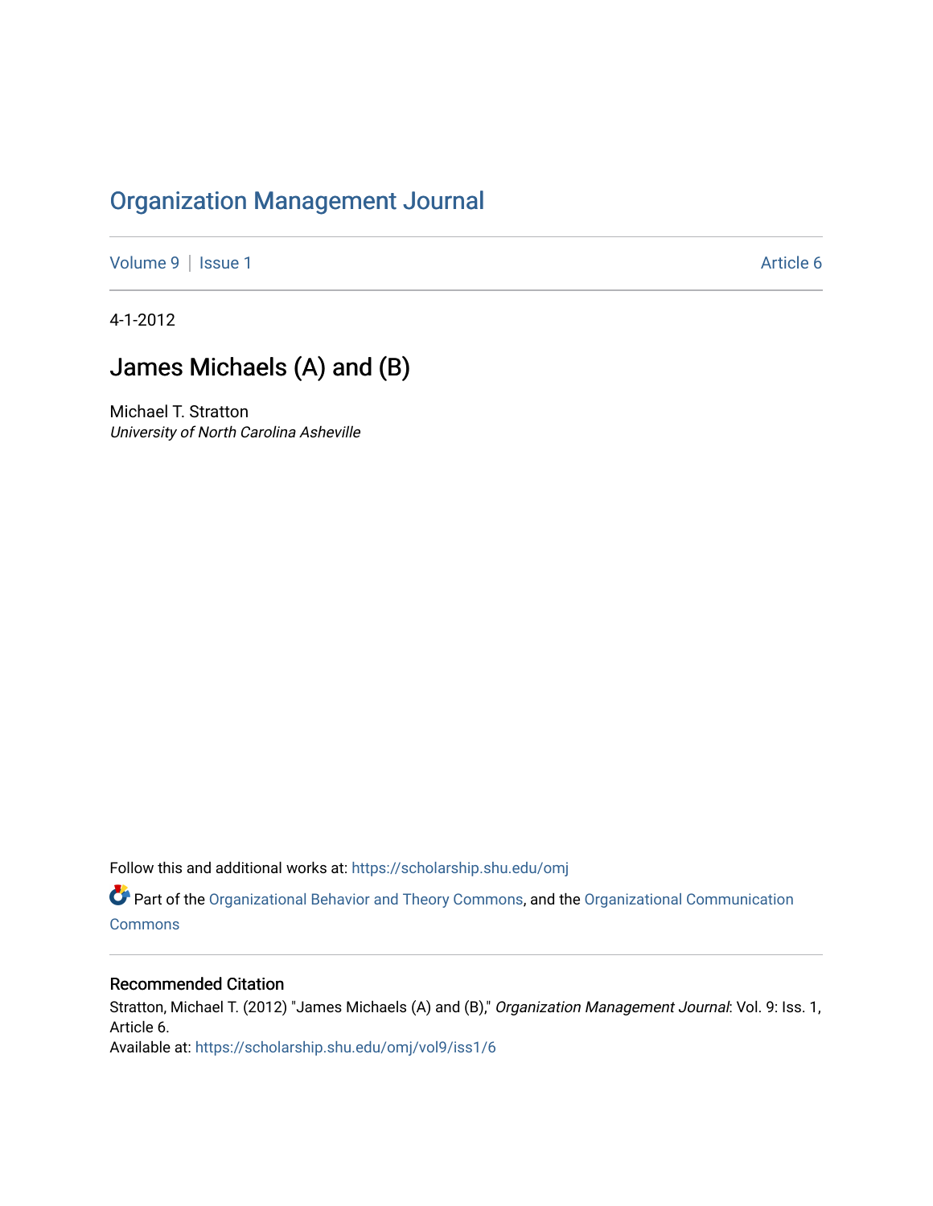# Organization Management Journal

Volume 9 | Issue 1 Article 6

4-1-2012

## James Michaels (A) and (B)

Michael T. Stratton
*University of North Carolina Asheville*

Follow this and additional works at: https://scholarship.shu.edu/omj

Part of the Organizational Behavior and Theory Commons, and the Organizational Communication Commons

### Recommended Citation

Stratton, Michael T. (2012) "James Michaels (A) and (B)," *Organization Management Journal*: Vol. 9: Iss. 1, Article 6.
Available at: https://scholarship.shu.edu/omj/vol9/iss1/6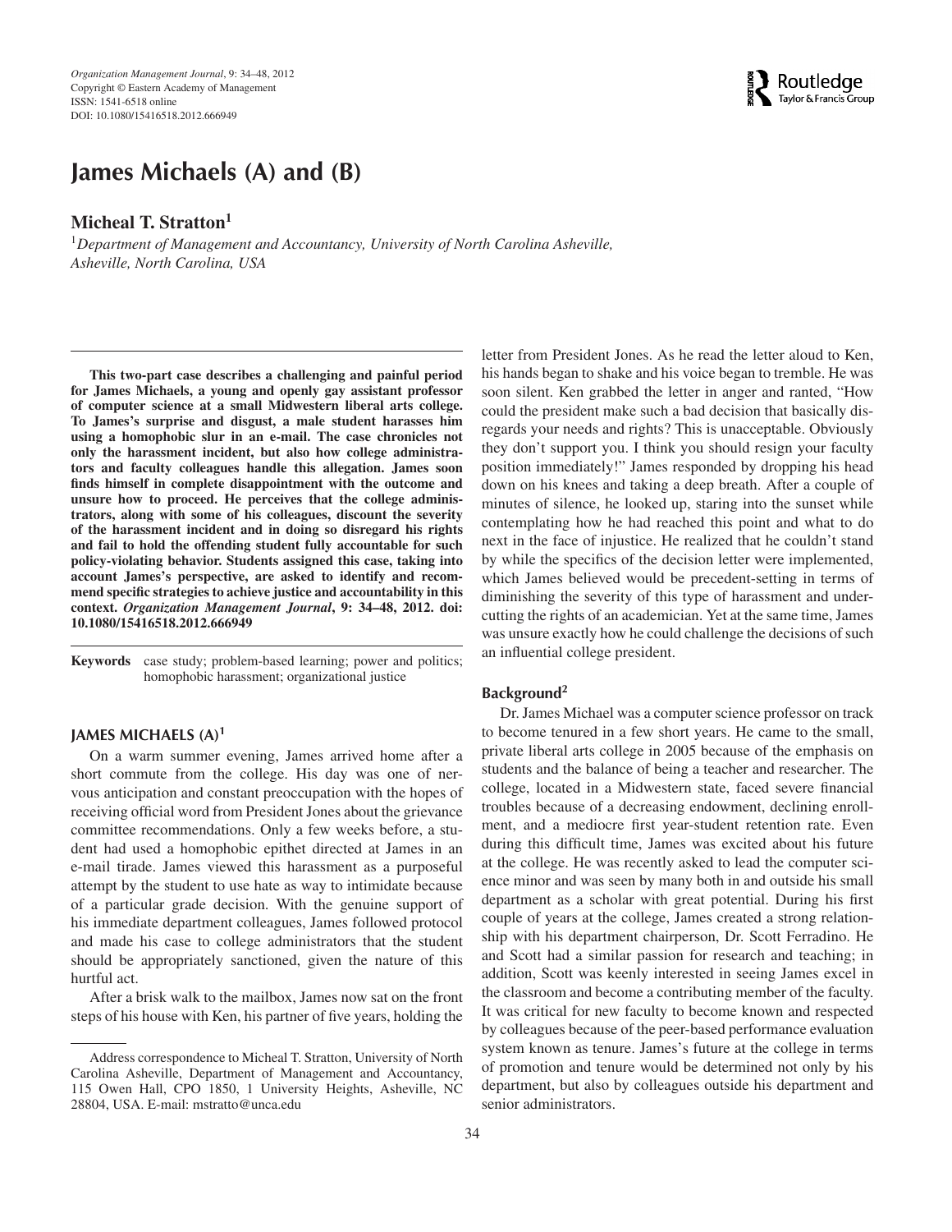# James Michaels (A) and (B)

**Micheal T. Stratton**[1]

[1]*Department of Management and Accountancy, University of North Carolina Asheville, Asheville, North Carolina, USA*

**This two-part case describes a challenging and painful period for James Michaels, a young and openly gay assistant professor of computer science at a small Midwestern liberal arts college. To James's surprise and disgust, a male student harasses him using a homophobic slur in an e-mail. The case chronicles not only the harassment incident, but also how college administrators and faculty colleagues handle this allegation. James soon finds himself in complete disappointment with the outcome and unsure how to proceed. He perceives that the college administrators, along with some of his colleagues, discount the severity of the harassment incident and in doing so disregard his rights and fail to hold the offending student fully accountable for such policy-violating behavior. Students assigned this case, taking into account James's perspective, are asked to identify and recommend specific strategies to achieve justice and accountability in this context. *Organization Management Journal*, 9: 34–48, 2012. doi: 10.1080/15416518.2012.666949**

**Keywords** case study; problem-based learning; power and politics; homophobic harassment; organizational justice

## JAMES MICHAELS (A)[1]

On a warm summer evening, James arrived home after a short commute from the college. His day was one of nervous anticipation and constant preoccupation with the hopes of receiving official word from President Jones about the grievance committee recommendations. Only a few weeks before, a student had used a homophobic epithet directed at James in an e-mail tirade. James viewed this harassment as a purposeful attempt by the student to use hate as way to intimidate because of a particular grade decision. With the genuine support of his immediate department colleagues, James followed protocol and made his case to college administrators that the student should be appropriately sanctioned, given the nature of this hurtful act.

After a brisk walk to the mailbox, James now sat on the front steps of his house with Ken, his partner of five years, holding the letter from President Jones. As he read the letter aloud to Ken, his hands began to shake and his voice began to tremble. He was soon silent. Ken grabbed the letter in anger and ranted, "How could the president make such a bad decision that basically disregards your needs and rights? This is unacceptable. Obviously they don't support you. I think you should resign your faculty position immediately!" James responded by dropping his head down on his knees and taking a deep breath. After a couple of minutes of silence, he looked up, staring into the sunset while contemplating how he had reached this point and what to do next in the face of injustice. He realized that he couldn't stand by while the specifics of the decision letter were implemented, which James believed would be precedent-setting in terms of diminishing the severity of this type of harassment and undercutting the rights of an academician. Yet at the same time, James was unsure exactly how he could challenge the decisions of such an influential college president.

### Background[2]

Dr. James Michael was a computer science professor on track to become tenured in a few short years. He came to the small, private liberal arts college in 2005 because of the emphasis on students and the balance of being a teacher and researcher. The college, located in a Midwestern state, faced severe financial troubles because of a decreasing endowment, declining enrollment, and a mediocre first year-student retention rate. Even during this difficult time, James was excited about his future at the college. He was recently asked to lead the computer science minor and was seen by many both in and outside his small department as a scholar with great potential. During his first couple of years at the college, James created a strong relationship with his department chairperson, Dr. Scott Ferradino. He and Scott had a similar passion for research and teaching; in addition, Scott was keenly interested in seeing James excel in the classroom and become a contributing member of the faculty. It was critical for new faculty to become known and respected by colleagues because of the peer-based performance evaluation system known as tenure. James's future at the college in terms of promotion and tenure would be determined not only by his department, but also by colleagues outside his department and senior administrators.

Address correspondence to Micheal T. Stratton, University of North Carolina Asheville, Department of Management and Accountancy, 115 Owen Hall, CPO 1850, 1 University Heights, Asheville, NC 28804, USA. E-mail: mstratto@unca.edu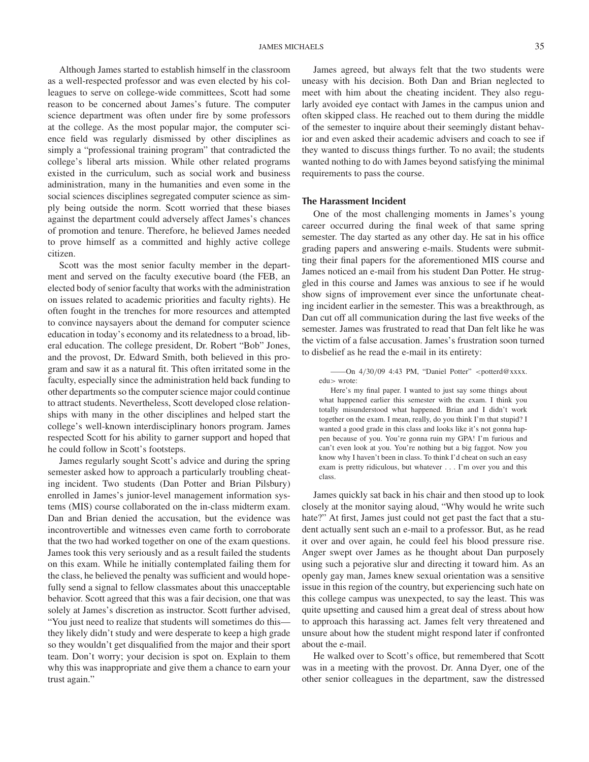Although James started to establish himself in the classroom as a well-respected professor and was even elected by his colleagues to serve on college-wide committees, Scott had some reason to be concerned about James's future. The computer science department was often under fire by some professors at the college. As the most popular major, the computer science field was regularly dismissed by other disciplines as simply a "professional training program" that contradicted the college's liberal arts mission. While other related programs existed in the curriculum, such as social work and business administration, many in the humanities and even some in the social sciences disciplines segregated computer science as simply being outside the norm. Scott worried that these biases against the department could adversely affect James's chances of promotion and tenure. Therefore, he believed James needed to prove himself as a committed and highly active college citizen.

Scott was the most senior faculty member in the department and served on the faculty executive board (the FEB, an elected body of senior faculty that works with the administration on issues related to academic priorities and faculty rights). He often fought in the trenches for more resources and attempted to convince naysayers about the demand for computer science education in today's economy and its relatedness to a broad, liberal education. The college president, Dr. Robert "Bob" Jones, and the provost, Dr. Edward Smith, both believed in this program and saw it as a natural fit. This often irritated some in the faculty, especially since the administration held back funding to other departments so the computer science major could continue to attract students. Nevertheless, Scott developed close relationships with many in the other disciplines and helped start the college's well-known interdisciplinary honors program. James respected Scott for his ability to garner support and hoped that he could follow in Scott's footsteps.

James regularly sought Scott's advice and during the spring semester asked how to approach a particularly troubling cheating incident. Two students (Dan Potter and Brian Pilsbury) enrolled in James's junior-level management information systems (MIS) course collaborated on the in-class midterm exam. Dan and Brian denied the accusation, but the evidence was incontrovertible and witnesses even came forth to corroborate that the two had worked together on one of the exam questions. James took this very seriously and as a result failed the students on this exam. While he initially contemplated failing them for the class, he believed the penalty was sufficient and would hopefully send a signal to fellow classmates about this unacceptable behavior. Scott agreed that this was a fair decision, one that was solely at James's discretion as instructor. Scott further advised, "You just need to realize that students will sometimes do this—they likely didn't study and were desperate to keep a high grade so they wouldn't get disqualified from the major and their sport team. Don't worry; your decision is spot on. Explain to them why this was inappropriate and give them a chance to earn your trust again."

James agreed, but always felt that the two students were uneasy with his decision. Both Dan and Brian neglected to meet with him about the cheating incident. They also regularly avoided eye contact with James in the campus union and often skipped class. He reached out to them during the middle of the semester to inquire about their seemingly distant behavior and even asked their academic advisers and coach to see if they wanted to discuss things further. To no avail; the students wanted nothing to do with James beyond satisfying the minimal requirements to pass the course.

### The Harassment Incident

One of the most challenging moments in James's young career occurred during the final week of that same spring semester. The day started as any other day. He sat in his office grading papers and answering e-mails. Students were submitting their final papers for the aforementioned MIS course and James noticed an e-mail from his student Dan Potter. He struggled in this course and James was anxious to see if he would show signs of improvement ever since the unfortunate cheating incident earlier in the semester. This was a breakthrough, as Dan cut off all communication during the last five weeks of the semester. James was frustrated to read that Dan felt like he was the victim of a false accusation. James's frustration soon turned to disbelief as he read the e-mail in its entirety:

> ——On 4/30/09 4:43 PM, "Daniel Potter" <potterd@xxxx.edu> wrote:
>
> Here's my final paper. I wanted to just say some things about what happened earlier this semester with the exam. I think you totally misunderstood what happened. Brian and I didn't work together on the exam. I mean, really, do you think I'm that stupid? I wanted a good grade in this class and looks like it's not gonna happen because of you. You're gonna ruin my GPA! I'm furious and can't even look at you. You're nothing but a big faggot. Now you know why I haven't been in class. To think I'd cheat on such an easy exam is pretty ridiculous, but whatever . . . I'm over you and this class.

James quickly sat back in his chair and then stood up to look closely at the monitor saying aloud, "Why would he write such hate?" At first, James just could not get past the fact that a student actually sent such an e-mail to a professor. But, as he read it over and over again, he could feel his blood pressure rise. Anger swept over James as he thought about Dan purposely using such a pejorative slur and directing it toward him. As an openly gay man, James knew sexual orientation was a sensitive issue in this region of the country, but experiencing such hate on this college campus was unexpected, to say the least. This was quite upsetting and caused him a great deal of stress about how to approach this harassing act. James felt very threatened and unsure about how the student might respond later if confronted about the e-mail.

He walked over to Scott's office, but remembered that Scott was in a meeting with the provost. Dr. Anna Dyer, one of the other senior colleagues in the department, saw the distressed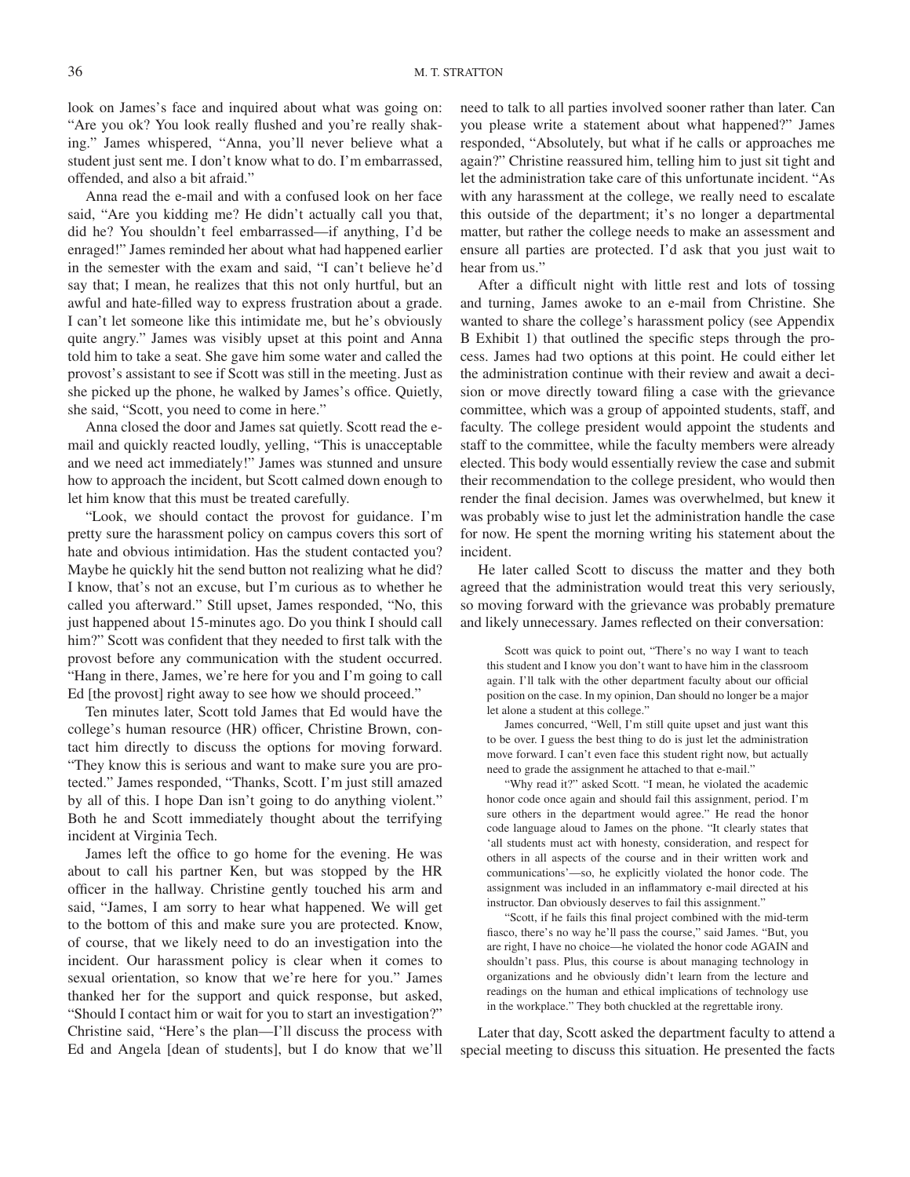look on James's face and inquired about what was going on: "Are you ok? You look really flushed and you're really shaking." James whispered, "Anna, you'll never believe what a student just sent me. I don't know what to do. I'm embarrassed, offended, and also a bit afraid."

Anna read the e-mail and with a confused look on her face said, "Are you kidding me? He didn't actually call you that, did he? You shouldn't feel embarrassed—if anything, I'd be enraged!" James reminded her about what had happened earlier in the semester with the exam and said, "I can't believe he'd say that; I mean, he realizes that this not only hurtful, but an awful and hate-filled way to express frustration about a grade. I can't let someone like this intimidate me, but he's obviously quite angry." James was visibly upset at this point and Anna told him to take a seat. She gave him some water and called the provost's assistant to see if Scott was still in the meeting. Just as she picked up the phone, he walked by James's office. Quietly, she said, "Scott, you need to come in here."

Anna closed the door and James sat quietly. Scott read the e-mail and quickly reacted loudly, yelling, "This is unacceptable and we need act immediately!" James was stunned and unsure how to approach the incident, but Scott calmed down enough to let him know that this must be treated carefully.

"Look, we should contact the provost for guidance. I'm pretty sure the harassment policy on campus covers this sort of hate and obvious intimidation. Has the student contacted you? Maybe he quickly hit the send button not realizing what he did? I know, that's not an excuse, but I'm curious as to whether he called you afterward." Still upset, James responded, "No, this just happened about 15-minutes ago. Do you think I should call him?" Scott was confident that they needed to first talk with the provost before any communication with the student occurred. "Hang in there, James, we're here for you and I'm going to call Ed [the provost] right away to see how we should proceed."

Ten minutes later, Scott told James that Ed would have the college's human resource (HR) officer, Christine Brown, contact him directly to discuss the options for moving forward. "They know this is serious and want to make sure you are protected." James responded, "Thanks, Scott. I'm just still amazed by all of this. I hope Dan isn't going to do anything violent." Both he and Scott immediately thought about the terrifying incident at Virginia Tech.

James left the office to go home for the evening. He was about to call his partner Ken, but was stopped by the HR officer in the hallway. Christine gently touched his arm and said, "James, I am sorry to hear what happened. We will get to the bottom of this and make sure you are protected. Know, of course, that we likely need to do an investigation into the incident. Our harassment policy is clear when it comes to sexual orientation, so know that we're here for you." James thanked her for the support and quick response, but asked, "Should I contact him or wait for you to start an investigation?" Christine said, "Here's the plan—I'll discuss the process with Ed and Angela [dean of students], but I do know that we'll need to talk to all parties involved sooner rather than later. Can you please write a statement about what happened?" James responded, "Absolutely, but what if he calls or approaches me again?" Christine reassured him, telling him to just sit tight and let the administration take care of this unfortunate incident. "As with any harassment at the college, we really need to escalate this outside of the department; it's no longer a departmental matter, but rather the college needs to make an assessment and ensure all parties are protected. I'd ask that you just wait to hear from us."

After a difficult night with little rest and lots of tossing and turning, James awoke to an e-mail from Christine. She wanted to share the college's harassment policy (see Appendix B Exhibit 1) that outlined the specific steps through the process. James had two options at this point. He could either let the administration continue with their review and await a decision or move directly toward filing a case with the grievance committee, which was a group of appointed students, staff, and faculty. The college president would appoint the students and staff to the committee, while the faculty members were already elected. This body would essentially review the case and submit their recommendation to the college president, who would then render the final decision. James was overwhelmed, but knew it was probably wise to just let the administration handle the case for now. He spent the morning writing his statement about the incident.

He later called Scott to discuss the matter and they both agreed that the administration would treat this very seriously, so moving forward with the grievance was probably premature and likely unnecessary. James reflected on their conversation:

> Scott was quick to point out, "There's no way I want to teach this student and I know you don't want to have him in the classroom again. I'll talk with the other department faculty about our official position on the case. In my opinion, Dan should no longer be a major let alone a student at this college."
>
> James concurred, "Well, I'm still quite upset and just want this to be over. I guess the best thing to do is just let the administration move forward. I can't even face this student right now, but actually need to grade the assignment he attached to that e-mail."
>
> "Why read it?" asked Scott. "I mean, he violated the academic honor code once again and should fail this assignment, period. I'm sure others in the department would agree." He read the honor code language aloud to James on the phone. "It clearly states that 'all students must act with honesty, consideration, and respect for others in all aspects of the course and in their written work and communications'—so, he explicitly violated the honor code. The assignment was included in an inflammatory e-mail directed at his instructor. Dan obviously deserves to fail this assignment."
>
> "Scott, if he fails this final project combined with the mid-term fiasco, there's no way he'll pass the course," said James. "But, you are right, I have no choice—he violated the honor code AGAIN and shouldn't pass. Plus, this course is about managing technology in organizations and he obviously didn't learn from the lecture and readings on the human and ethical implications of technology use in the workplace." They both chuckled at the regrettable irony.

Later that day, Scott asked the department faculty to attend a special meeting to discuss this situation. He presented the facts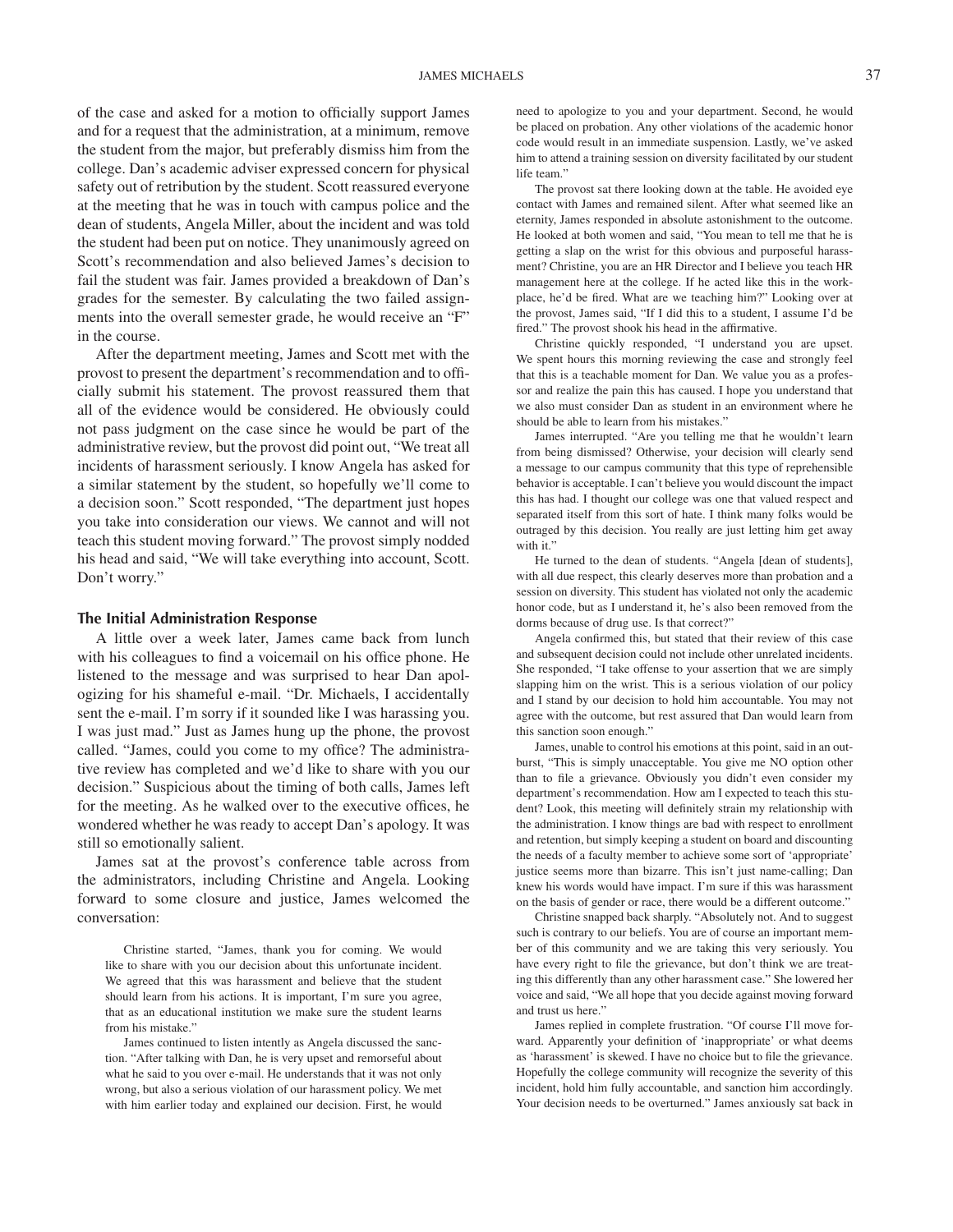of the case and asked for a motion to officially support James and for a request that the administration, at a minimum, remove the student from the major, but preferably dismiss him from the college. Dan's academic adviser expressed concern for physical safety out of retribution by the student. Scott reassured everyone at the meeting that he was in touch with campus police and the dean of students, Angela Miller, about the incident and was told the student had been put on notice. They unanimously agreed on Scott's recommendation and also believed James's decision to fail the student was fair. James provided a breakdown of Dan's grades for the semester. By calculating the two failed assignments into the overall semester grade, he would receive an "F" in the course.

After the department meeting, James and Scott met with the provost to present the department's recommendation and to officially submit his statement. The provost reassured them that all of the evidence would be considered. He obviously could not pass judgment on the case since he would be part of the administrative review, but the provost did point out, "We treat all incidents of harassment seriously. I know Angela has asked for a similar statement by the student, so hopefully we'll come to a decision soon." Scott responded, "The department just hopes you take into consideration our views. We cannot and will not teach this student moving forward." The provost simply nodded his head and said, "We will take everything into account, Scott. Don't worry."

## The Initial Administration Response

A little over a week later, James came back from lunch with his colleagues to find a voicemail on his office phone. He listened to the message and was surprised to hear Dan apologizing for his shameful e-mail. "Dr. Michaels, I accidentally sent the e-mail. I'm sorry if it sounded like I was harassing you. I was just mad." Just as James hung up the phone, the provost called. "James, could you come to my office? The administrative review has completed and we'd like to share with you our decision." Suspicious about the timing of both calls, James left for the meeting. As he walked over to the executive offices, he wondered whether he was ready to accept Dan's apology. It was still so emotionally salient.

James sat at the provost's conference table across from the administrators, including Christine and Angela. Looking forward to some closure and justice, James welcomed the conversation:

> Christine started, "James, thank you for coming. We would like to share with you our decision about this unfortunate incident. We agreed that this was harassment and believe that the student should learn from his actions. It is important, I'm sure you agree, that as an educational institution we make sure the student learns from his mistake."
>
> James continued to listen intently as Angela discussed the sanction. "After talking with Dan, he is very upset and remorseful about what he said to you over e-mail. He understands that it was not only wrong, but also a serious violation of our harassment policy. We met with him earlier today and explained our decision. First, he would need to apologize to you and your department. Second, he would be placed on probation. Any other violations of the academic honor code would result in an immediate suspension. Lastly, we've asked him to attend a training session on diversity facilitated by our student life team."
>
> The provost sat there looking down at the table. He avoided eye contact with James and remained silent. After what seemed like an eternity, James responded in absolute astonishment to the outcome. He looked at both women and said, "You mean to tell me that he is getting a slap on the wrist for this obvious and purposeful harassment? Christine, you are an HR Director and I believe you teach HR management here at the college. If he acted like this in the workplace, he'd be fired. What are we teaching him?" Looking over at the provost, James said, "If I did this to a student, I assume I'd be fired." The provost shook his head in the affirmative.
>
> Christine quickly responded, "I understand you are upset. We spent hours this morning reviewing the case and strongly feel that this is a teachable moment for Dan. We value you as a professor and realize the pain this has caused. I hope you understand that we also must consider Dan as student in an environment where he should be able to learn from his mistakes."
>
> James interrupted. "Are you telling me that he wouldn't learn from being dismissed? Otherwise, your decision will clearly send a message to our campus community that this type of reprehensible behavior is acceptable. I can't believe you would discount the impact this has had. I thought our college was one that valued respect and separated itself from this sort of hate. I think many folks would be outraged by this decision. You really are just letting him get away with it."
>
> He turned to the dean of students. "Angela [dean of students], with all due respect, this clearly deserves more than probation and a session on diversity. This student has violated not only the academic honor code, but as I understand it, he's also been removed from the dorms because of drug use. Is that correct?"
>
> Angela confirmed this, but stated that their review of this case and subsequent decision could not include other unrelated incidents. She responded, "I take offense to your assertion that we are simply slapping him on the wrist. This is a serious violation of our policy and I stand by our decision to hold him accountable. You may not agree with the outcome, but rest assured that Dan would learn from this sanction soon enough."
>
> James, unable to control his emotions at this point, said in an outburst, "This is simply unacceptable. You give me NO option other than to file a grievance. Obviously you didn't even consider my department's recommendation. How am I expected to teach this student? Look, this meeting will definitely strain my relationship with the administration. I know things are bad with respect to enrollment and retention, but simply keeping a student on board and discounting the needs of a faculty member to achieve some sort of 'appropriate' justice seems more than bizarre. This isn't just name-calling; Dan knew his words would have impact. I'm sure if this was harassment on the basis of gender or race, there would be a different outcome."
>
> Christine snapped back sharply. "Absolutely not. And to suggest such is contrary to our beliefs. You are of course an important member of this community and we are taking this very seriously. You have every right to file the grievance, but don't think we are treating this differently than any other harassment case." She lowered her voice and said, "We all hope that you decide against moving forward and trust us here."
>
> James replied in complete frustration. "Of course I'll move forward. Apparently your definition of 'inappropriate' or what deems as 'harassment' is skewed. I have no choice but to file the grievance. Hopefully the college community will recognize the severity of this incident, hold him fully accountable, and sanction him accordingly. Your decision needs to be overturned." James anxiously sat back in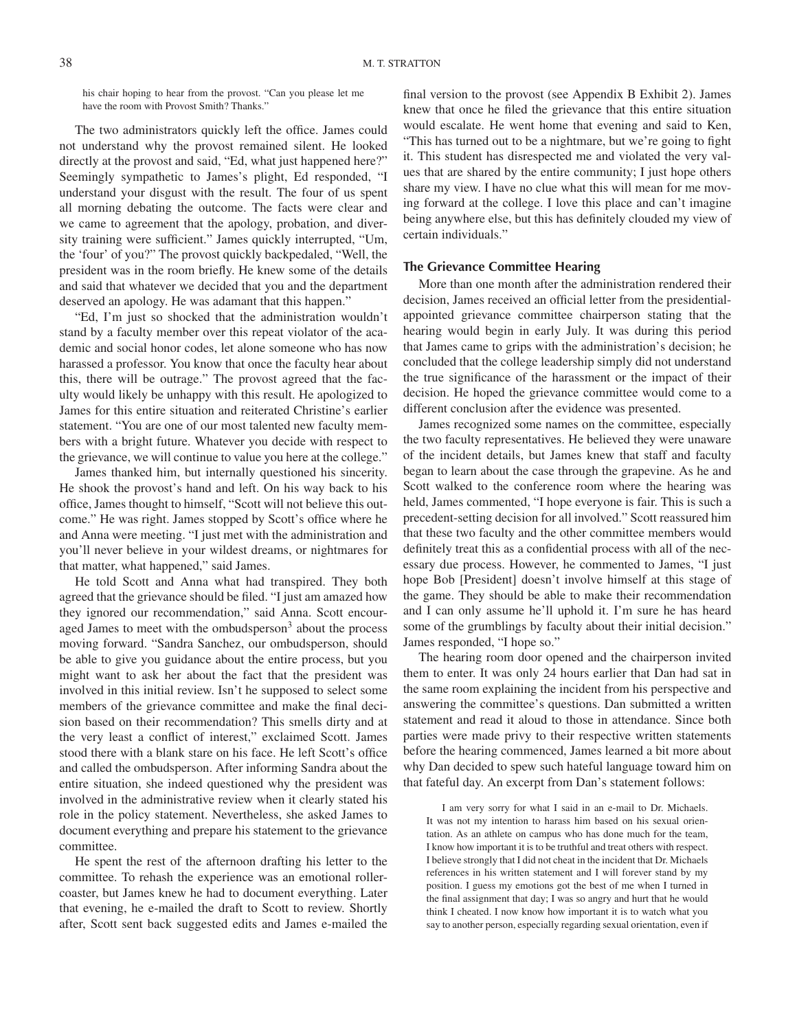his chair hoping to hear from the provost. "Can you please let me have the room with Provost Smith? Thanks."

The two administrators quickly left the office. James could not understand why the provost remained silent. He looked directly at the provost and said, "Ed, what just happened here?" Seemingly sympathetic to James's plight, Ed responded, "I understand your disgust with the result. The four of us spent all morning debating the outcome. The facts were clear and we came to agreement that the apology, probation, and diversity training were sufficient." James quickly interrupted, "Um, the 'four' of you?" The provost quickly backpedaled, "Well, the president was in the room briefly. He knew some of the details and said that whatever we decided that you and the department deserved an apology. He was adamant that this happen."

"Ed, I'm just so shocked that the administration wouldn't stand by a faculty member over this repeat violator of the academic and social honor codes, let alone someone who has now harassed a professor. You know that once the faculty hear about this, there will be outrage." The provost agreed that the faculty would likely be unhappy with this result. He apologized to James for this entire situation and reiterated Christine's earlier statement. "You are one of our most talented new faculty members with a bright future. Whatever you decide with respect to the grievance, we will continue to value you here at the college."

James thanked him, but internally questioned his sincerity. He shook the provost's hand and left. On his way back to his office, James thought to himself, "Scott will not believe this outcome." He was right. James stopped by Scott's office where he and Anna were meeting. "I just met with the administration and you'll never believe in your wildest dreams, or nightmares for that matter, what happened," said James.

He told Scott and Anna what had transpired. They both agreed that the grievance should be filed. "I just am amazed how they ignored our recommendation," said Anna. Scott encouraged James to meet with the ombudsperson[3] about the process moving forward. "Sandra Sanchez, our ombudsperson, should be able to give you guidance about the entire process, but you might want to ask her about the fact that the president was involved in this initial review. Isn't he supposed to select some members of the grievance committee and make the final decision based on their recommendation? This smells dirty and at the very least a conflict of interest," exclaimed Scott. James stood there with a blank stare on his face. He left Scott's office and called the ombudsperson. After informing Sandra about the entire situation, she indeed questioned why the president was involved in the administrative review when it clearly stated his role in the policy statement. Nevertheless, she asked James to document everything and prepare his statement to the grievance committee.

He spent the rest of the afternoon drafting his letter to the committee. To rehash the experience was an emotional roller-coaster, but James knew he had to document everything. Later that evening, he e-mailed the draft to Scott to review. Shortly after, Scott sent back suggested edits and James e-mailed the final version to the provost (see Appendix B Exhibit 2). James knew that once he filed the grievance that this entire situation would escalate. He went home that evening and said to Ken, "This has turned out to be a nightmare, but we're going to fight it. This student has disrespected me and violated the very values that are shared by the entire community; I just hope others share my view. I have no clue what this will mean for me moving forward at the college. I love this place and can't imagine being anywhere else, but this has definitely clouded my view of certain individuals."

## The Grievance Committee Hearing

More than one month after the administration rendered their decision, James received an official letter from the presidential-appointed grievance committee chairperson stating that the hearing would begin in early July. It was during this period that James came to grips with the administration's decision; he concluded that the college leadership simply did not understand the true significance of the harassment or the impact of their decision. He hoped the grievance committee would come to a different conclusion after the evidence was presented.

James recognized some names on the committee, especially the two faculty representatives. He believed they were unaware of the incident details, but James knew that staff and faculty began to learn about the case through the grapevine. As he and Scott walked to the conference room where the hearing was held, James commented, "I hope everyone is fair. This is such a precedent-setting decision for all involved." Scott reassured him that these two faculty and the other committee members would definitely treat this as a confidential process with all of the necessary due process. However, he commented to James, "I just hope Bob [President] doesn't involve himself at this stage of the game. They should be able to make their recommendation and I can only assume he'll uphold it. I'm sure he has heard some of the grumblings by faculty about their initial decision." James responded, "I hope so."

The hearing room door opened and the chairperson invited them to enter. It was only 24 hours earlier that Dan had sat in the same room explaining the incident from his perspective and answering the committee's questions. Dan submitted a written statement and read it aloud to those in attendance. Since both parties were made privy to their respective written statements before the hearing commenced, James learned a bit more about why Dan decided to spew such hateful language toward him on that fateful day. An excerpt from Dan's statement follows:

> I am very sorry for what I said in an e-mail to Dr. Michaels. It was not my intention to harass him based on his sexual orientation. As an athlete on campus who has done much for the team, I know how important it is to be truthful and treat others with respect. I believe strongly that I did not cheat in the incident that Dr. Michaels references in his written statement and I will forever stand by my position. I guess my emotions got the best of me when I turned in the final assignment that day; I was so angry and hurt that he would think I cheated. I now know how important it is to watch what you say to another person, especially regarding sexual orientation, even if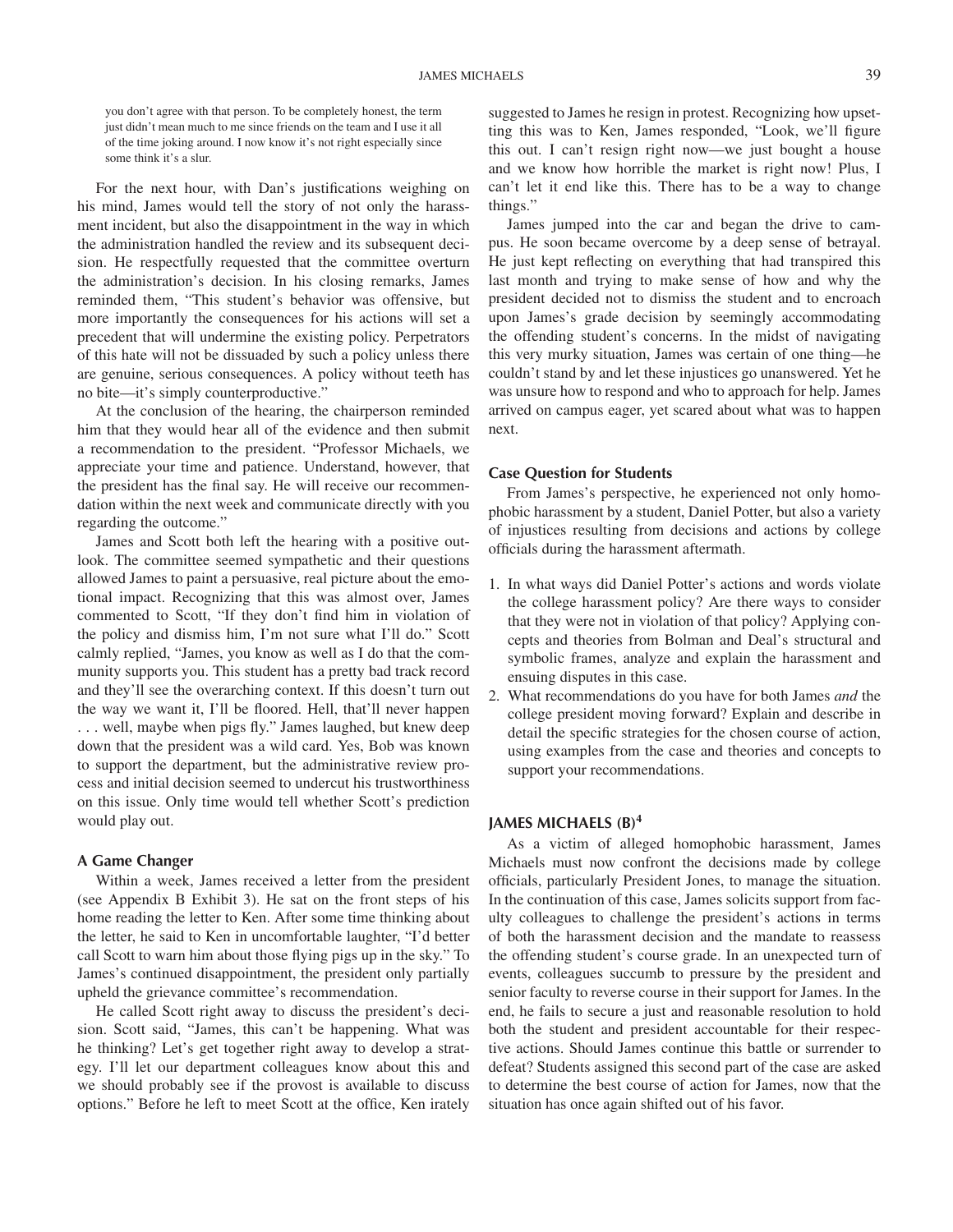> you don't agree with that person. To be completely honest, the term just didn't mean much to me since friends on the team and I use it all of the time joking around. I now know it's not right especially since some think it's a slur.

For the next hour, with Dan's justifications weighing on his mind, James would tell the story of not only the harassment incident, but also the disappointment in the way in which the administration handled the review and its subsequent decision. He respectfully requested that the committee overturn the administration's decision. In his closing remarks, James reminded them, "This student's behavior was offensive, but more importantly the consequences for his actions will set a precedent that will undermine the existing policy. Perpetrators of this hate will not be dissuaded by such a policy unless there are genuine, serious consequences. A policy without teeth has no bite—it's simply counterproductive."

At the conclusion of the hearing, the chairperson reminded him that they would hear all of the evidence and then submit a recommendation to the president. "Professor Michaels, we appreciate your time and patience. Understand, however, that the president has the final say. He will receive our recommendation within the next week and communicate directly with you regarding the outcome."

James and Scott both left the hearing with a positive outlook. The committee seemed sympathetic and their questions allowed James to paint a persuasive, real picture about the emotional impact. Recognizing that this was almost over, James commented to Scott, "If they don't find him in violation of the policy and dismiss him, I'm not sure what I'll do." Scott calmly replied, "James, you know as well as I do that the community supports you. This student has a pretty bad track record and they'll see the overarching context. If this doesn't turn out the way we want it, I'll be floored. Hell, that'll never happen . . . well, maybe when pigs fly." James laughed, but knew deep down that the president was a wild card. Yes, Bob was known to support the department, but the administrative review process and initial decision seemed to undercut his trustworthiness on this issue. Only time would tell whether Scott's prediction would play out.

### A Game Changer

Within a week, James received a letter from the president (see Appendix B Exhibit 3). He sat on the front steps of his home reading the letter to Ken. After some time thinking about the letter, he said to Ken in uncomfortable laughter, "I'd better call Scott to warn him about those flying pigs up in the sky." To James's continued disappointment, the president only partially upheld the grievance committee's recommendation.

He called Scott right away to discuss the president's decision. Scott said, "James, this can't be happening. What was he thinking? Let's get together right away to develop a strategy. I'll let our department colleagues know about this and we should probably see if the provost is available to discuss options." Before he left to meet Scott at the office, Ken irately suggested to James he resign in protest. Recognizing how upsetting this was to Ken, James responded, "Look, we'll figure this out. I can't resign right now—we just bought a house and we know how horrible the market is right now! Plus, I can't let it end like this. There has to be a way to change things."

James jumped into the car and began the drive to campus. He soon became overcome by a deep sense of betrayal. He just kept reflecting on everything that had transpired this last month and trying to make sense of how and why the president decided not to dismiss the student and to encroach upon James's grade decision by seemingly accommodating the offending student's concerns. In the midst of navigating this very murky situation, James was certain of one thing—he couldn't stand by and let these injustices go unanswered. Yet he was unsure how to respond and who to approach for help. James arrived on campus eager, yet scared about what was to happen next.

### Case Question for Students

From James's perspective, he experienced not only homophobic harassment by a student, Daniel Potter, but also a variety of injustices resulting from decisions and actions by college officials during the harassment aftermath.

1. In what ways did Daniel Potter's actions and words violate the college harassment policy? Are there ways to consider that they were not in violation of that policy? Applying concepts and theories from Bolman and Deal's structural and symbolic frames, analyze and explain the harassment and ensuing disputes in this case.
2. What recommendations do you have for both James *and* the college president moving forward? Explain and describe in detail the specific strategies for the chosen course of action, using examples from the case and theories and concepts to support your recommendations.

## JAMES MICHAELS (B)[4]

As a victim of alleged homophobic harassment, James Michaels must now confront the decisions made by college officials, particularly President Jones, to manage the situation. In the continuation of this case, James solicits support from faculty colleagues to challenge the president's actions in terms of both the harassment decision and the mandate to reassess the offending student's course grade. In an unexpected turn of events, colleagues succumb to pressure by the president and senior faculty to reverse course in their support for James. In the end, he fails to secure a just and reasonable resolution to hold both the student and president accountable for their respective actions. Should James continue this battle or surrender to defeat? Students assigned this second part of the case are asked to determine the best course of action for James, now that the situation has once again shifted out of his favor.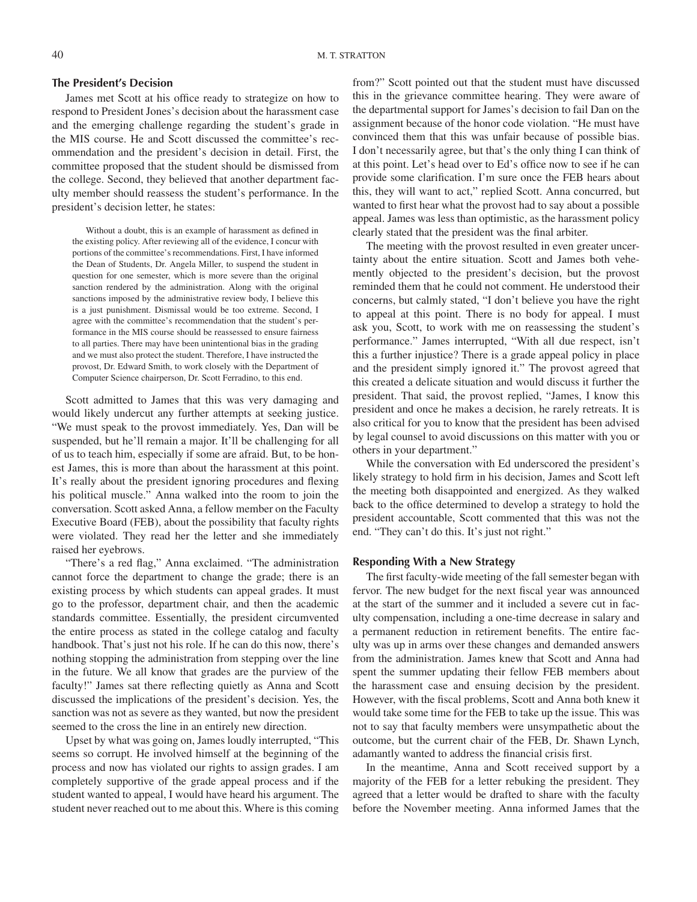### The President's Decision

James met Scott at his office ready to strategize on how to respond to President Jones's decision about the harassment case and the emerging challenge regarding the student's grade in the MIS course. He and Scott discussed the committee's recommendation and the president's decision in detail. First, the committee proposed that the student should be dismissed from the college. Second, they believed that another department faculty member should reassess the student's performance. In the president's decision letter, he states:

> Without a doubt, this is an example of harassment as defined in the existing policy. After reviewing all of the evidence, I concur with portions of the committee's recommendations. First, I have informed the Dean of Students, Dr. Angela Miller, to suspend the student in question for one semester, which is more severe than the original sanction rendered by the administration. Along with the original sanctions imposed by the administrative review body, I believe this is a just punishment. Dismissal would be too extreme. Second, I agree with the committee's recommendation that the student's performance in the MIS course should be reassessed to ensure fairness to all parties. There may have been unintentional bias in the grading and we must also protect the student. Therefore, I have instructed the provost, Dr. Edward Smith, to work closely with the Department of Computer Science chairperson, Dr. Scott Ferradino, to this end.

Scott admitted to James that this was very damaging and would likely undercut any further attempts at seeking justice. "We must speak to the provost immediately. Yes, Dan will be suspended, but he'll remain a major. It'll be challenging for all of us to teach him, especially if some are afraid. But, to be honest James, this is more than about the harassment at this point. It's really about the president ignoring procedures and flexing his political muscle." Anna walked into the room to join the conversation. Scott asked Anna, a fellow member on the Faculty Executive Board (FEB), about the possibility that faculty rights were violated. They read her the letter and she immediately raised her eyebrows.

"There's a red flag," Anna exclaimed. "The administration cannot force the department to change the grade; there is an existing process by which students can appeal grades. It must go to the professor, department chair, and then the academic standards committee. Essentially, the president circumvented the entire process as stated in the college catalog and faculty handbook. That's just not his role. If he can do this now, there's nothing stopping the administration from stepping over the line in the future. We all know that grades are the purview of the faculty!" James sat there reflecting quietly as Anna and Scott discussed the implications of the president's decision. Yes, the sanction was not as severe as they wanted, but now the president seemed to the cross the line in an entirely new direction.

Upset by what was going on, James loudly interrupted, "This seems so corrupt. He involved himself at the beginning of the process and now has violated our rights to assign grades. I am completely supportive of the grade appeal process and if the student wanted to appeal, I would have heard his argument. The student never reached out to me about this. Where is this coming from?" Scott pointed out that the student must have discussed this in the grievance committee hearing. They were aware of the departmental support for James's decision to fail Dan on the assignment because of the honor code violation. "He must have convinced them that this was unfair because of possible bias. I don't necessarily agree, but that's the only thing I can think of at this point. Let's head over to Ed's office now to see if he can provide some clarification. I'm sure once the FEB hears about this, they will want to act," replied Scott. Anna concurred, but wanted to first hear what the provost had to say about a possible appeal. James was less than optimistic, as the harassment policy clearly stated that the president was the final arbiter.

The meeting with the provost resulted in even greater uncertainty about the entire situation. Scott and James both vehemently objected to the president's decision, but the provost reminded them that he could not comment. He understood their concerns, but calmly stated, "I don't believe you have the right to appeal at this point. There is no body for appeal. I must ask you, Scott, to work with me on reassessing the student's performance." James interrupted, "With all due respect, isn't this a further injustice? There is a grade appeal policy in place and the president simply ignored it." The provost agreed that this created a delicate situation and would discuss it further the president. That said, the provost replied, "James, I know this president and once he makes a decision, he rarely retreats. It is also critical for you to know that the president has been advised by legal counsel to avoid discussions on this matter with you or others in your department."

While the conversation with Ed underscored the president's likely strategy to hold firm in his decision, James and Scott left the meeting both disappointed and energized. As they walked back to the office determined to develop a strategy to hold the president accountable, Scott commented that this was not the end. "They can't do this. It's just not right."

### Responding With a New Strategy

The first faculty-wide meeting of the fall semester began with fervor. The new budget for the next fiscal year was announced at the start of the summer and it included a severe cut in faculty compensation, including a one-time decrease in salary and a permanent reduction in retirement benefits. The entire faculty was up in arms over these changes and demanded answers from the administration. James knew that Scott and Anna had spent the summer updating their fellow FEB members about the harassment case and ensuing decision by the president. However, with the fiscal problems, Scott and Anna both knew it would take some time for the FEB to take up the issue. This was not to say that faculty members were unsympathetic about the outcome, but the current chair of the FEB, Dr. Shawn Lynch, adamantly wanted to address the financial crisis first.

In the meantime, Anna and Scott received support by a majority of the FEB for a letter rebuking the president. They agreed that a letter would be drafted to share with the faculty before the November meeting. Anna informed James that the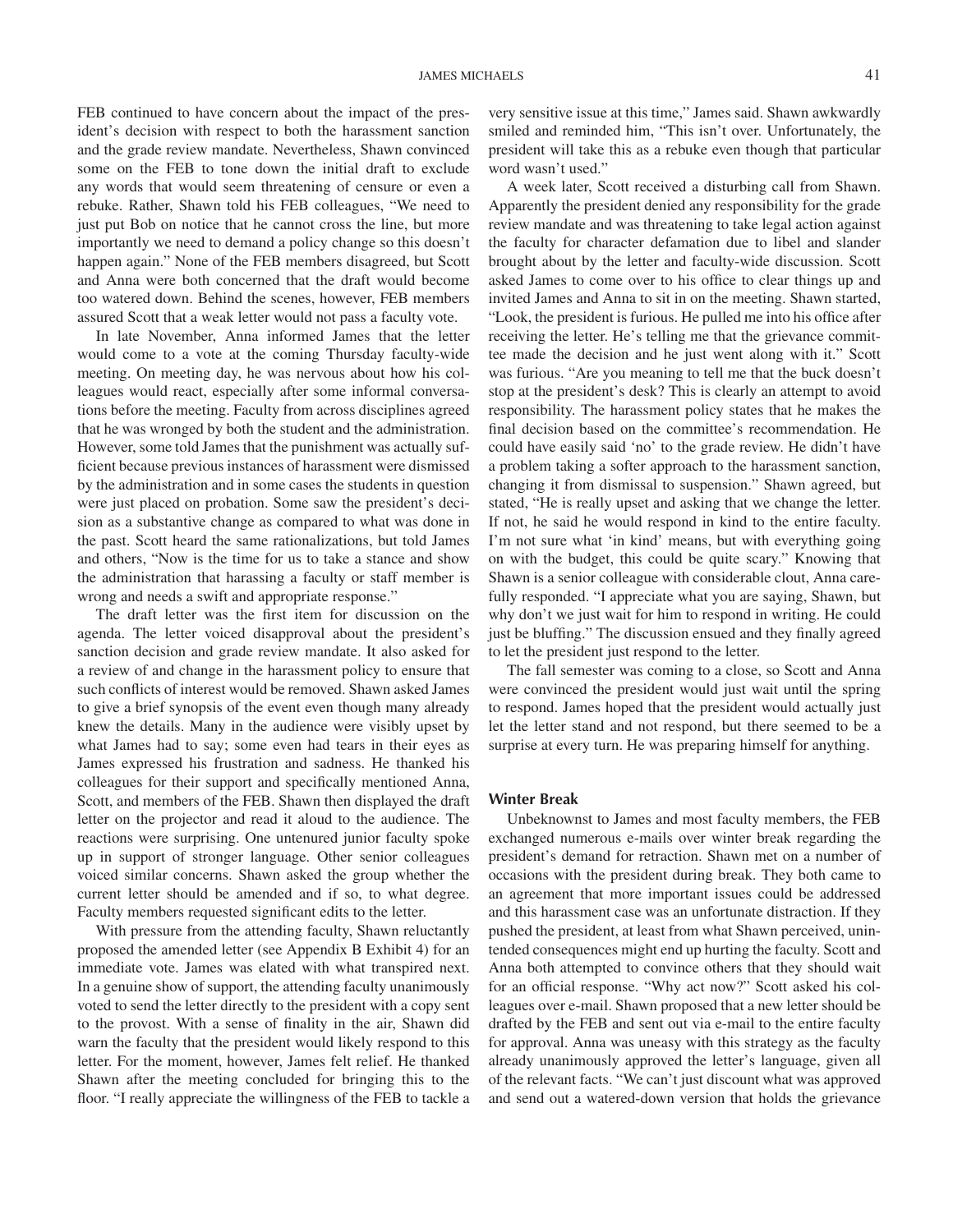FEB continued to have concern about the impact of the president's decision with respect to both the harassment sanction and the grade review mandate. Nevertheless, Shawn convinced some on the FEB to tone down the initial draft to exclude any words that would seem threatening of censure or even a rebuke. Rather, Shawn told his FEB colleagues, "We need to just put Bob on notice that he cannot cross the line, but more importantly we need to demand a policy change so this doesn't happen again." None of the FEB members disagreed, but Scott and Anna were both concerned that the draft would become too watered down. Behind the scenes, however, FEB members assured Scott that a weak letter would not pass a faculty vote.

In late November, Anna informed James that the letter would come to a vote at the coming Thursday faculty-wide meeting. On meeting day, he was nervous about how his colleagues would react, especially after some informal conversations before the meeting. Faculty from across disciplines agreed that he was wronged by both the student and the administration. However, some told James that the punishment was actually sufficient because previous instances of harassment were dismissed by the administration and in some cases the students in question were just placed on probation. Some saw the president's decision as a substantive change as compared to what was done in the past. Scott heard the same rationalizations, but told James and others, "Now is the time for us to take a stance and show the administration that harassing a faculty or staff member is wrong and needs a swift and appropriate response."

The draft letter was the first item for discussion on the agenda. The letter voiced disapproval about the president's sanction decision and grade review mandate. It also asked for a review of and change in the harassment policy to ensure that such conflicts of interest would be removed. Shawn asked James to give a brief synopsis of the event even though many already knew the details. Many in the audience were visibly upset by what James had to say; some even had tears in their eyes as James expressed his frustration and sadness. He thanked his colleagues for their support and specifically mentioned Anna, Scott, and members of the FEB. Shawn then displayed the draft letter on the projector and read it aloud to the audience. The reactions were surprising. One untenured junior faculty spoke up in support of stronger language. Other senior colleagues voiced similar concerns. Shawn asked the group whether the current letter should be amended and if so, to what degree. Faculty members requested significant edits to the letter.

With pressure from the attending faculty, Shawn reluctantly proposed the amended letter (see Appendix B Exhibit 4) for an immediate vote. James was elated with what transpired next. In a genuine show of support, the attending faculty unanimously voted to send the letter directly to the president with a copy sent to the provost. With a sense of finality in the air, Shawn did warn the faculty that the president would likely respond to this letter. For the moment, however, James felt relief. He thanked Shawn after the meeting concluded for bringing this to the floor. "I really appreciate the willingness of the FEB to tackle a very sensitive issue at this time," James said. Shawn awkwardly smiled and reminded him, "This isn't over. Unfortunately, the president will take this as a rebuke even though that particular word wasn't used."

A week later, Scott received a disturbing call from Shawn. Apparently the president denied any responsibility for the grade review mandate and was threatening to take legal action against the faculty for character defamation due to libel and slander brought about by the letter and faculty-wide discussion. Scott asked James to come over to his office to clear things up and invited James and Anna to sit in on the meeting. Shawn started, "Look, the president is furious. He pulled me into his office after receiving the letter. He's telling me that the grievance committee made the decision and he just went along with it." Scott was furious. "Are you meaning to tell me that the buck doesn't stop at the president's desk? This is clearly an attempt to avoid responsibility. The harassment policy states that he makes the final decision based on the committee's recommendation. He could have easily said 'no' to the grade review. He didn't have a problem taking a softer approach to the harassment sanction, changing it from dismissal to suspension." Shawn agreed, but stated, "He is really upset and asking that we change the letter. If not, he said he would respond in kind to the entire faculty. I'm not sure what 'in kind' means, but with everything going on with the budget, this could be quite scary." Knowing that Shawn is a senior colleague with considerable clout, Anna carefully responded. "I appreciate what you are saying, Shawn, but why don't we just wait for him to respond in writing. He could just be bluffing." The discussion ensued and they finally agreed to let the president just respond to the letter.

The fall semester was coming to a close, so Scott and Anna were convinced the president would just wait until the spring to respond. James hoped that the president would actually just let the letter stand and not respond, but there seemed to be a surprise at every turn. He was preparing himself for anything.

### Winter Break

Unbeknownst to James and most faculty members, the FEB exchanged numerous e-mails over winter break regarding the president's demand for retraction. Shawn met on a number of occasions with the president during break. They both came to an agreement that more important issues could be addressed and this harassment case was an unfortunate distraction. If they pushed the president, at least from what Shawn perceived, unintended consequences might end up hurting the faculty. Scott and Anna both attempted to convince others that they should wait for an official response. "Why act now?" Scott asked his colleagues over e-mail. Shawn proposed that a new letter should be drafted by the FEB and sent out via e-mail to the entire faculty for approval. Anna was uneasy with this strategy as the faculty already unanimously approved the letter's language, given all of the relevant facts. "We can't just discount what was approved and send out a watered-down version that holds the grievance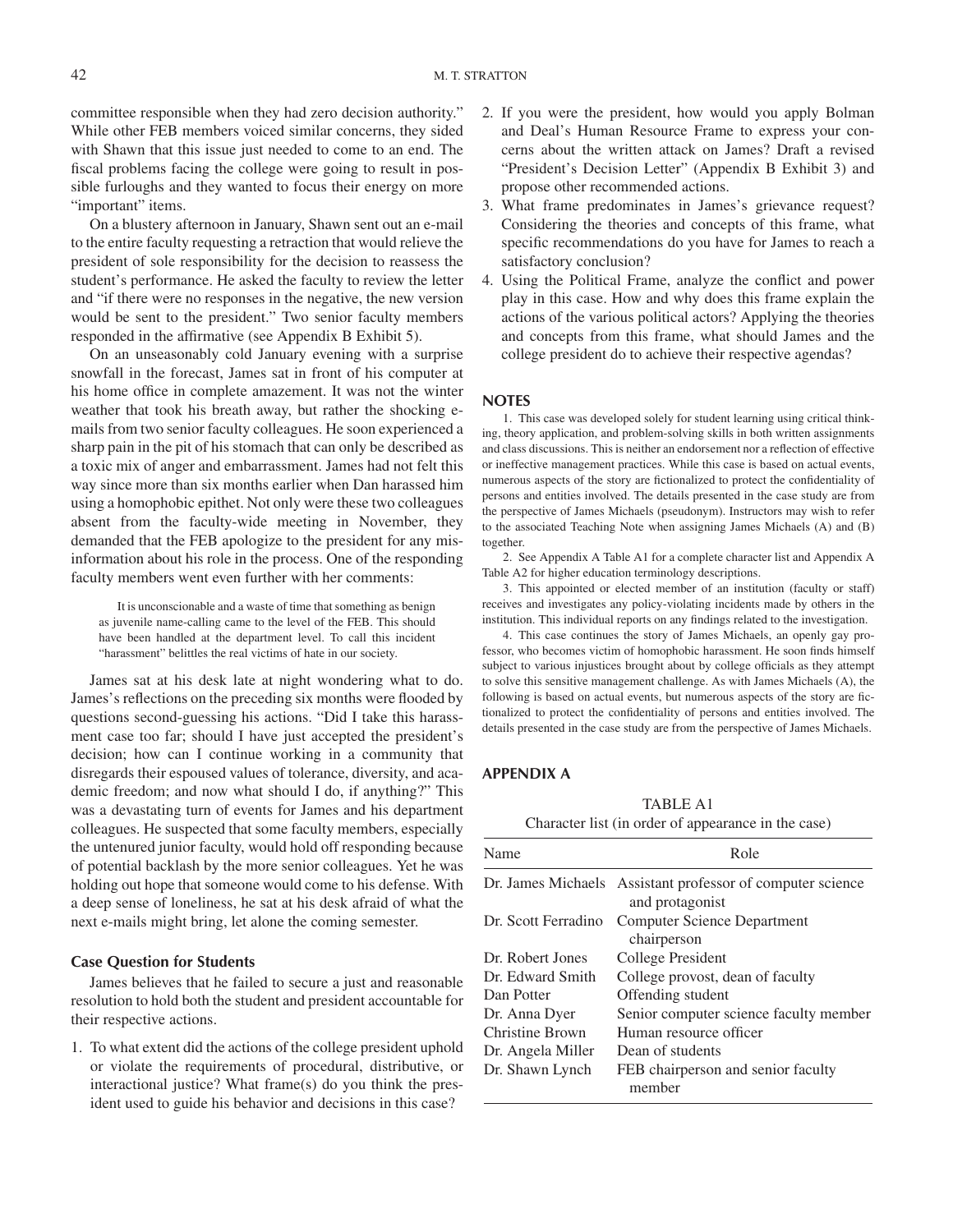committee responsible when they had zero decision authority." While other FEB members voiced similar concerns, they sided with Shawn that this issue just needed to come to an end. The fiscal problems facing the college were going to result in possible furloughs and they wanted to focus their energy on more "important" items.

On a blustery afternoon in January, Shawn sent out an e-mail to the entire faculty requesting a retraction that would relieve the president of sole responsibility for the decision to reassess the student's performance. He asked the faculty to review the letter and "if there were no responses in the negative, the new version would be sent to the president." Two senior faculty members responded in the affirmative (see Appendix B Exhibit 5).

On an unseasonably cold January evening with a surprise snowfall in the forecast, James sat in front of his computer at his home office in complete amazement. It was not the winter weather that took his breath away, but rather the shocking e-mails from two senior faculty colleagues. He soon experienced a sharp pain in the pit of his stomach that can only be described as a toxic mix of anger and embarrassment. James had not felt this way since more than six months earlier when Dan harassed him using a homophobic epithet. Not only were these two colleagues absent from the faculty-wide meeting in November, they demanded that the FEB apologize to the president for any misinformation about his role in the process. One of the responding faculty members went even further with her comments:

> It is unconscionable and a waste of time that something as benign as juvenile name-calling came to the level of the FEB. This should have been handled at the department level. To call this incident "harassment" belittles the real victims of hate in our society.

James sat at his desk late at night wondering what to do. James's reflections on the preceding six months were flooded by questions second-guessing his actions. "Did I take this harassment case too far; should I have just accepted the president's decision; how can I continue working in a community that disregards their espoused values of tolerance, diversity, and academic freedom; and now what should I do, if anything?" This was a devastating turn of events for James and his department colleagues. He suspected that some faculty members, especially the untenured junior faculty, would hold off responding because of potential backlash by the more senior colleagues. Yet he was holding out hope that someone would come to his defense. With a deep sense of loneliness, he sat at his desk afraid of what the next e-mails might bring, let alone the coming semester.

### Case Question for Students

James believes that he failed to secure a just and reasonable resolution to hold both the student and president accountable for their respective actions.

1. To what extent did the actions of the college president uphold or violate the requirements of procedural, distributive, or interactional justice? What frame(s) do you think the president used to guide his behavior and decisions in this case?
2. If you were the president, how would you apply Bolman and Deal's Human Resource Frame to express your concerns about the written attack on James? Draft a revised "President's Decision Letter" (Appendix B Exhibit 3) and propose other recommended actions.
3. What frame predominates in James's grievance request? Considering the theories and concepts of this frame, what specific recommendations do you have for James to reach a satisfactory conclusion?
4. Using the Political Frame, analyze the conflict and power play in this case. How and why does this frame explain the actions of the various political actors? Applying the theories and concepts from this frame, what should James and the college president do to achieve their respective agendas?

### NOTES

1. This case was developed solely for student learning using critical thinking, theory application, and problem-solving skills in both written assignments and class discussions. This is neither an endorsement nor a reflection of effective or ineffective management practices. While this case is based on actual events, numerous aspects of the story are fictionalized to protect the confidentiality of persons and entities involved. The details presented in the case study are from the perspective of James Michaels (pseudonym). Instructors may wish to refer to the associated Teaching Note when assigning James Michaels (A) and (B) together.

2. See Appendix A Table A1 for a complete character list and Appendix A Table A2 for higher education terminology descriptions.

3. This appointed or elected member of an institution (faculty or staff) receives and investigates any policy-violating incidents made by others in the institution. This individual reports on any findings related to the investigation.

4. This case continues the story of James Michaels, an openly gay professor, who becomes victim of homophobic harassment. He soon finds himself subject to various injustices brought about by college officials as they attempt to solve this sensitive management challenge. As with James Michaels (A), the following is based on actual events, but numerous aspects of the story are fictionalized to protect the confidentiality of persons and entities involved. The details presented in the case study are from the perspective of James Michaels.

## APPENDIX A

TABLE A1
Character list (in order of appearance in the case)

| Name | Role |
|---|---|
| Dr. James Michaels | Assistant professor of computer science and protagonist |
| Dr. Scott Ferradino | Computer Science Department chairperson |
| Dr. Robert Jones | College President |
| Dr. Edward Smith | College provost, dean of faculty |
| Dan Potter | Offending student |
| Dr. Anna Dyer | Senior computer science faculty member |
| Christine Brown | Human resource officer |
| Dr. Angela Miller | Dean of students |
| Dr. Shawn Lynch | FEB chairperson and senior faculty member |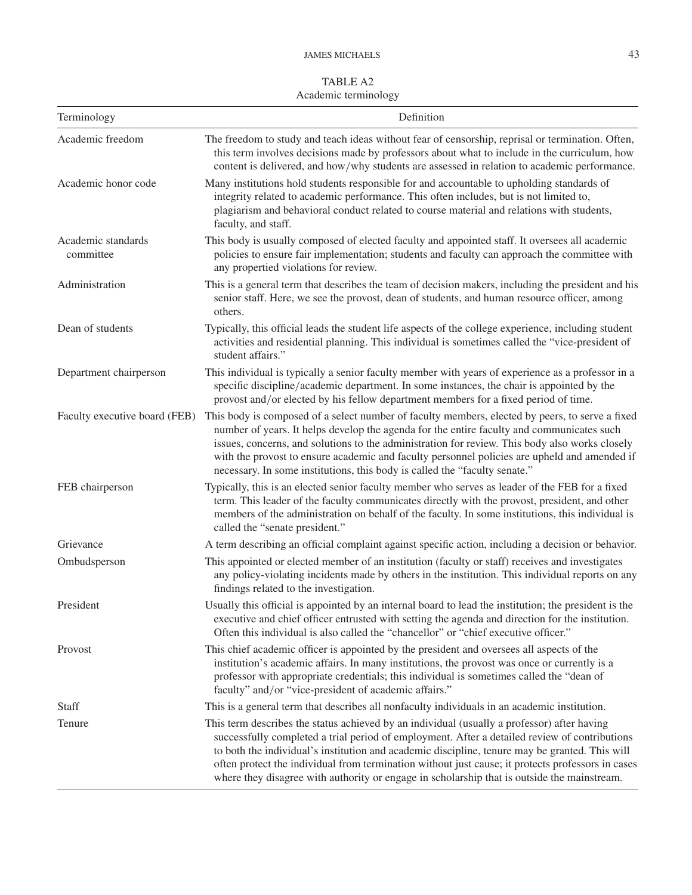TABLE A2
Academic terminology

| Terminology | Definition |
|---|---|
| Academic freedom | The freedom to study and teach ideas without fear of censorship, reprisal or termination. Often, this term involves decisions made by professors about what to include in the curriculum, how content is delivered, and how/why students are assessed in relation to academic performance. |
| Academic honor code | Many institutions hold students responsible for and accountable to upholding standards of integrity related to academic performance. This often includes, but is not limited to, plagiarism and behavioral conduct related to course material and relations with students, faculty, and staff. |
| Academic standards committee | This body is usually composed of elected faculty and appointed staff. It oversees all academic policies to ensure fair implementation; students and faculty can approach the committee with any propertied violations for review. |
| Administration | This is a general term that describes the team of decision makers, including the president and his senior staff. Here, we see the provost, dean of students, and human resource officer, among others. |
| Dean of students | Typically, this official leads the student life aspects of the college experience, including student activities and residential planning. This individual is sometimes called the "vice-president of student affairs." |
| Department chairperson | This individual is typically a senior faculty member with years of experience as a professor in a specific discipline/academic department. In some instances, the chair is appointed by the provost and/or elected by his fellow department members for a fixed period of time. |
| Faculty executive board (FEB) | This body is composed of a select number of faculty members, elected by peers, to serve a fixed number of years. It helps develop the agenda for the entire faculty and communicates such issues, concerns, and solutions to the administration for review. This body also works closely with the provost to ensure academic and faculty personnel policies are upheld and amended if necessary. In some institutions, this body is called the "faculty senate." |
| FEB chairperson | Typically, this is an elected senior faculty member who serves as leader of the FEB for a fixed term. This leader of the faculty communicates directly with the provost, president, and other members of the administration on behalf of the faculty. In some institutions, this individual is called the "senate president." |
| Grievance | A term describing an official complaint against specific action, including a decision or behavior. |
| Ombudsperson | This appointed or elected member of an institution (faculty or staff) receives and investigates any policy-violating incidents made by others in the institution. This individual reports on any findings related to the investigation. |
| President | Usually this official is appointed by an internal board to lead the institution; the president is the executive and chief officer entrusted with setting the agenda and direction for the institution. Often this individual is also called the "chancellor" or "chief executive officer." |
| Provost | This chief academic officer is appointed by the president and oversees all aspects of the institution's academic affairs. In many institutions, the provost was once or currently is a professor with appropriate credentials; this individual is sometimes called the "dean of faculty" and/or "vice-president of academic affairs." |
| Staff | This is a general term that describes all nonfaculty individuals in an academic institution. |
| Tenure | This term describes the status achieved by an individual (usually a professor) after having successfully completed a trial period of employment. After a detailed review of contributions to both the individual's institution and academic discipline, tenure may be granted. This will often protect the individual from termination without just cause; it protects professors in cases where they disagree with authority or engage in scholarship that is outside the mainstream. |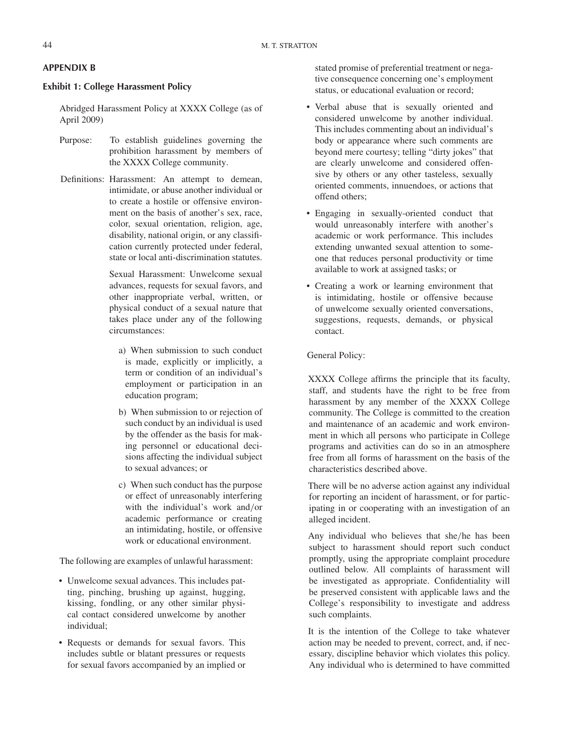## APPENDIX B

### Exhibit 1: College Harassment Policy

Abridged Harassment Policy at XXXX College (as of April 2009)

Purpose: To establish guidelines governing the prohibition harassment by members of the XXXX College community.

Definitions: Harassment: An attempt to demean, intimidate, or abuse another individual or to create a hostile or offensive environment on the basis of another's sex, race, color, sexual orientation, religion, age, disability, national origin, or any classification currently protected under federal, state or local anti-discrimination statutes.

Sexual Harassment: Unwelcome sexual advances, requests for sexual favors, and other inappropriate verbal, written, or physical conduct of a sexual nature that takes place under any of the following circumstances:

a) When submission to such conduct is made, explicitly or implicitly, a term or condition of an individual's employment or participation in an education program;

b) When submission to or rejection of such conduct by an individual is used by the offender as the basis for making personnel or educational decisions affecting the individual subject to sexual advances; or

c) When such conduct has the purpose or effect of unreasonably interfering with the individual's work and/or academic performance or creating an intimidating, hostile, or offensive work or educational environment.

The following are examples of unlawful harassment:

- Unwelcome sexual advances. This includes patting, pinching, brushing up against, hugging, kissing, fondling, or any other similar physical contact considered unwelcome by another individual;
- Requests or demands for sexual favors. This includes subtle or blatant pressures or requests for sexual favors accompanied by an implied or stated promise of preferential treatment or negative consequence concerning one's employment status, or educational evaluation or record;
- Verbal abuse that is sexually oriented and considered unwelcome by another individual. This includes commenting about an individual's body or appearance where such comments are beyond mere courtesy; telling "dirty jokes" that are clearly unwelcome and considered offensive by others or any other tasteless, sexually oriented comments, innuendoes, or actions that offend others;
- Engaging in sexually-oriented conduct that would unreasonably interfere with another's academic or work performance. This includes extending unwanted sexual attention to someone that reduces personal productivity or time available to work at assigned tasks; or
- Creating a work or learning environment that is intimidating, hostile or offensive because of unwelcome sexually oriented conversations, suggestions, requests, demands, or physical contact.

General Policy:

XXXX College affirms the principle that its faculty, staff, and students have the right to be free from harassment by any member of the XXXX College community. The College is committed to the creation and maintenance of an academic and work environment in which all persons who participate in College programs and activities can do so in an atmosphere free from all forms of harassment on the basis of the characteristics described above.

There will be no adverse action against any individual for reporting an incident of harassment, or for participating in or cooperating with an investigation of an alleged incident.

Any individual who believes that she/he has been subject to harassment should report such conduct promptly, using the appropriate complaint procedure outlined below. All complaints of harassment will be investigated as appropriate. Confidentiality will be preserved consistent with applicable laws and the College's responsibility to investigate and address such complaints.

It is the intention of the College to take whatever action may be needed to prevent, correct, and, if necessary, discipline behavior which violates this policy. Any individual who is determined to have committed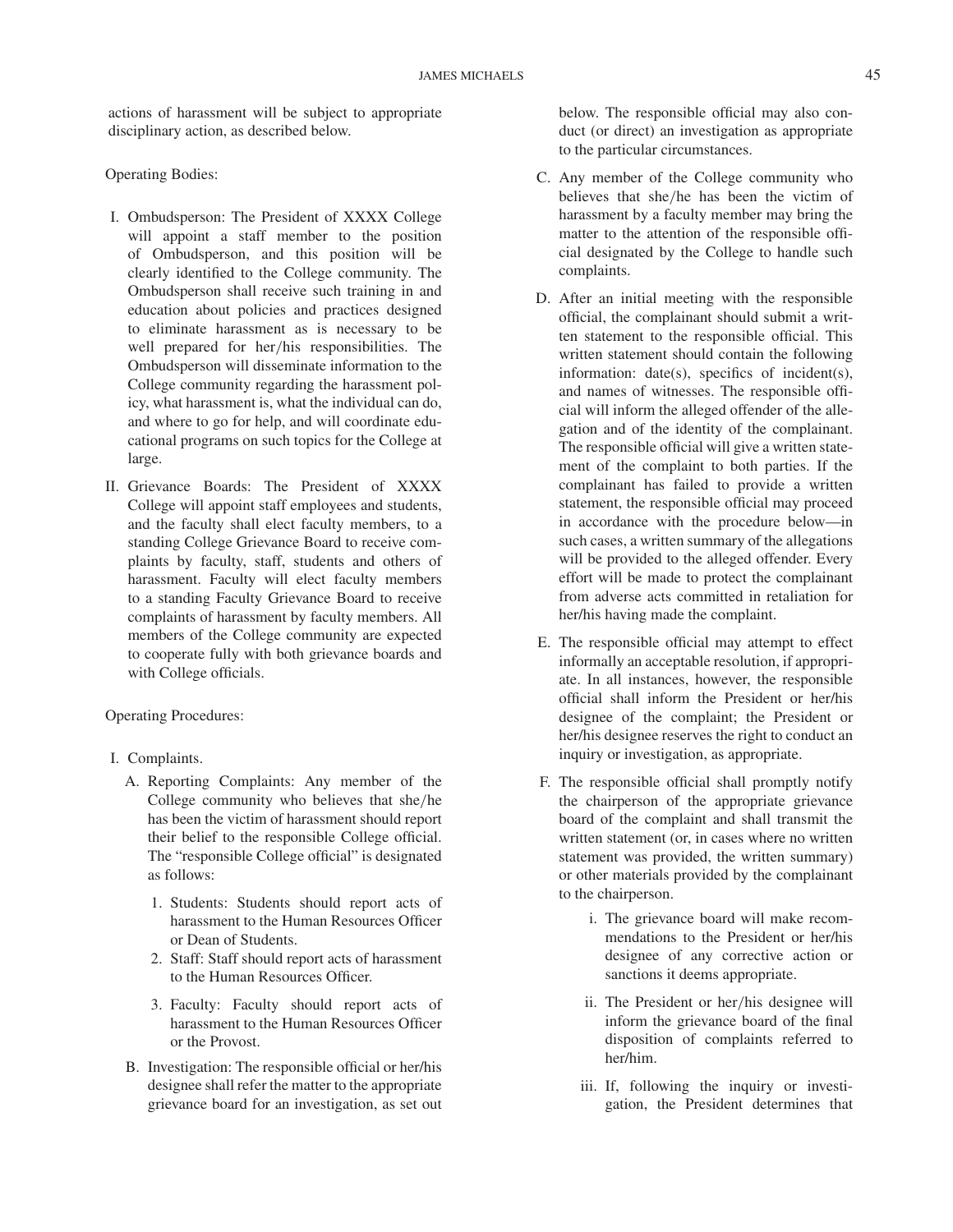actions of harassment will be subject to appropriate disciplinary action, as described below.

Operating Bodies:

I. Ombudsperson: The President of XXXX College will appoint a staff member to the position of Ombudsperson, and this position will be clearly identified to the College community. The Ombudsperson shall receive such training in and education about policies and practices designed to eliminate harassment as is necessary to be well prepared for her/his responsibilities. The Ombudsperson will disseminate information to the College community regarding the harassment policy, what harassment is, what the individual can do, and where to go for help, and will coordinate educational programs on such topics for the College at large.

II. Grievance Boards: The President of XXXX College will appoint staff employees and students, and the faculty shall elect faculty members, to a standing College Grievance Board to receive complaints by faculty, staff, students and others of harassment. Faculty will elect faculty members to a standing Faculty Grievance Board to receive complaints of harassment by faculty members. All members of the College community are expected to cooperate fully with both grievance boards and with College officials.

Operating Procedures:

I. Complaints.

   A. Reporting Complaints: Any member of the College community who believes that she/he has been the victim of harassment should report their belief to the responsible College official. The "responsible College official" is designated as follows:

      1. Students: Students should report acts of harassment to the Human Resources Officer or Dean of Students.
      2. Staff: Staff should report acts of harassment to the Human Resources Officer.
      3. Faculty: Faculty should report acts of harassment to the Human Resources Officer or the Provost.

   B. Investigation: The responsible official or her/his designee shall refer the matter to the appropriate grievance board for an investigation, as set out below. The responsible official may also conduct (or direct) an investigation as appropriate to the particular circumstances.

   C. Any member of the College community who believes that she/he has been the victim of harassment by a faculty member may bring the matter to the attention of the responsible official designated by the College to handle such complaints.

   D. After an initial meeting with the responsible official, the complainant should submit a written statement to the responsible official. This written statement should contain the following information: date(s), specifics of incident(s), and names of witnesses. The responsible official will inform the alleged offender of the allegation and of the identity of the complainant. The responsible official will give a written statement of the complaint to both parties. If the complainant has failed to provide a written statement, the responsible official may proceed in accordance with the procedure below—in such cases, a written summary of the allegations will be provided to the alleged offender. Every effort will be made to protect the complainant from adverse acts committed in retaliation for her/his having made the complaint.

   E. The responsible official may attempt to effect informally an acceptable resolution, if appropriate. In all instances, however, the responsible official shall inform the President or her/his designee of the complaint; the President or her/his designee reserves the right to conduct an inquiry or investigation, as appropriate.

   F. The responsible official shall promptly notify the chairperson of the appropriate grievance board of the complaint and shall transmit the written statement (or, in cases where no written statement was provided, the written summary) or other materials provided by the complainant to the chairperson.

      i. The grievance board will make recommendations to the President or her/his designee of any corrective action or sanctions it deems appropriate.
      ii. The President or her/his designee will inform the grievance board of the final disposition of complaints referred to her/him.
      iii. If, following the inquiry or investigation, the President determines that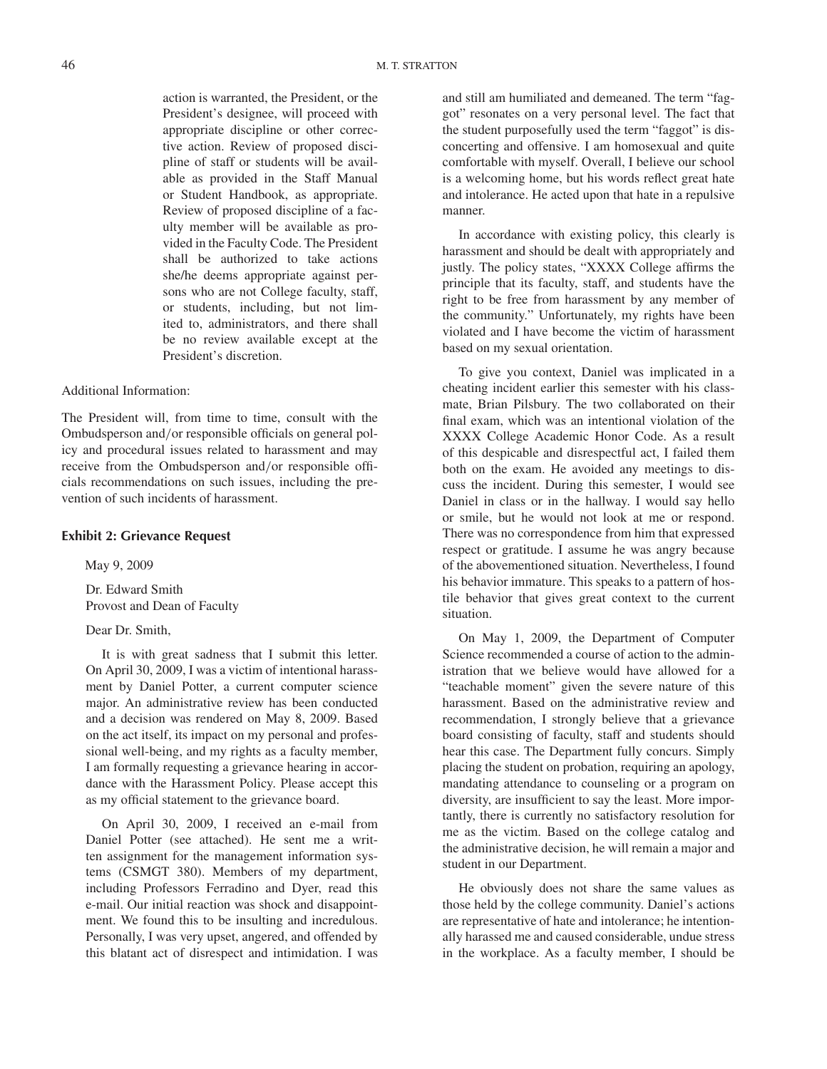action is warranted, the President, or the President's designee, will proceed with appropriate discipline or other corrective action. Review of proposed discipline of staff or students will be available as provided in the Staff Manual or Student Handbook, as appropriate. Review of proposed discipline of a faculty member will be available as provided in the Faculty Code. The President shall be authorized to take actions she/he deems appropriate against persons who are not College faculty, staff, or students, including, but not limited to, administrators, and there shall be no review available except at the President's discretion.

Additional Information:

The President will, from time to time, consult with the Ombudsperson and/or responsible officials on general policy and procedural issues related to harassment and may receive from the Ombudsperson and/or responsible officials recommendations on such issues, including the prevention of such incidents of harassment.

### Exhibit 2: Grievance Request

May 9, 2009

Dr. Edward Smith
Provost and Dean of Faculty

Dear Dr. Smith,

It is with great sadness that I submit this letter. On April 30, 2009, I was a victim of intentional harassment by Daniel Potter, a current computer science major. An administrative review has been conducted and a decision was rendered on May 8, 2009. Based on the act itself, its impact on my personal and professional well-being, and my rights as a faculty member, I am formally requesting a grievance hearing in accordance with the Harassment Policy. Please accept this as my official statement to the grievance board.

On April 30, 2009, I received an e-mail from Daniel Potter (see attached). He sent me a written assignment for the management information systems (CSMGT 380). Members of my department, including Professors Ferradino and Dyer, read this e-mail. Our initial reaction was shock and disappointment. We found this to be insulting and incredulous. Personally, I was very upset, angered, and offended by this blatant act of disrespect and intimidation. I was and still am humiliated and demeaned. The term "faggot" resonates on a very personal level. The fact that the student purposefully used the term "faggot" is disconcerting and offensive. I am homosexual and quite comfortable with myself. Overall, I believe our school is a welcoming home, but his words reflect great hate and intolerance. He acted upon that hate in a repulsive manner.

In accordance with existing policy, this clearly is harassment and should be dealt with appropriately and justly. The policy states, "XXXX College affirms the principle that its faculty, staff, and students have the right to be free from harassment by any member of the community." Unfortunately, my rights have been violated and I have become the victim of harassment based on my sexual orientation.

To give you context, Daniel was implicated in a cheating incident earlier this semester with his classmate, Brian Pilsbury. The two collaborated on their final exam, which was an intentional violation of the XXXX College Academic Honor Code. As a result of this despicable and disrespectful act, I failed them both on the exam. He avoided any meetings to discuss the incident. During this semester, I would see Daniel in class or in the hallway. I would say hello or smile, but he would not look at me or respond. There was no correspondence from him that expressed respect or gratitude. I assume he was angry because of the abovementioned situation. Nevertheless, I found his behavior immature. This speaks to a pattern of hostile behavior that gives great context to the current situation.

On May 1, 2009, the Department of Computer Science recommended a course of action to the administration that we believe would have allowed for a "teachable moment" given the severe nature of this harassment. Based on the administrative review and recommendation, I strongly believe that a grievance board consisting of faculty, staff and students should hear this case. The Department fully concurs. Simply placing the student on probation, requiring an apology, mandating attendance to counseling or a program on diversity, are insufficient to say the least. More importantly, there is currently no satisfactory resolution for me as the victim. Based on the college catalog and the administrative decision, he will remain a major and student in our Department.

He obviously does not share the same values as those held by the college community. Daniel's actions are representative of hate and intolerance; he intentionally harassed me and caused considerable, undue stress in the workplace. As a faculty member, I should be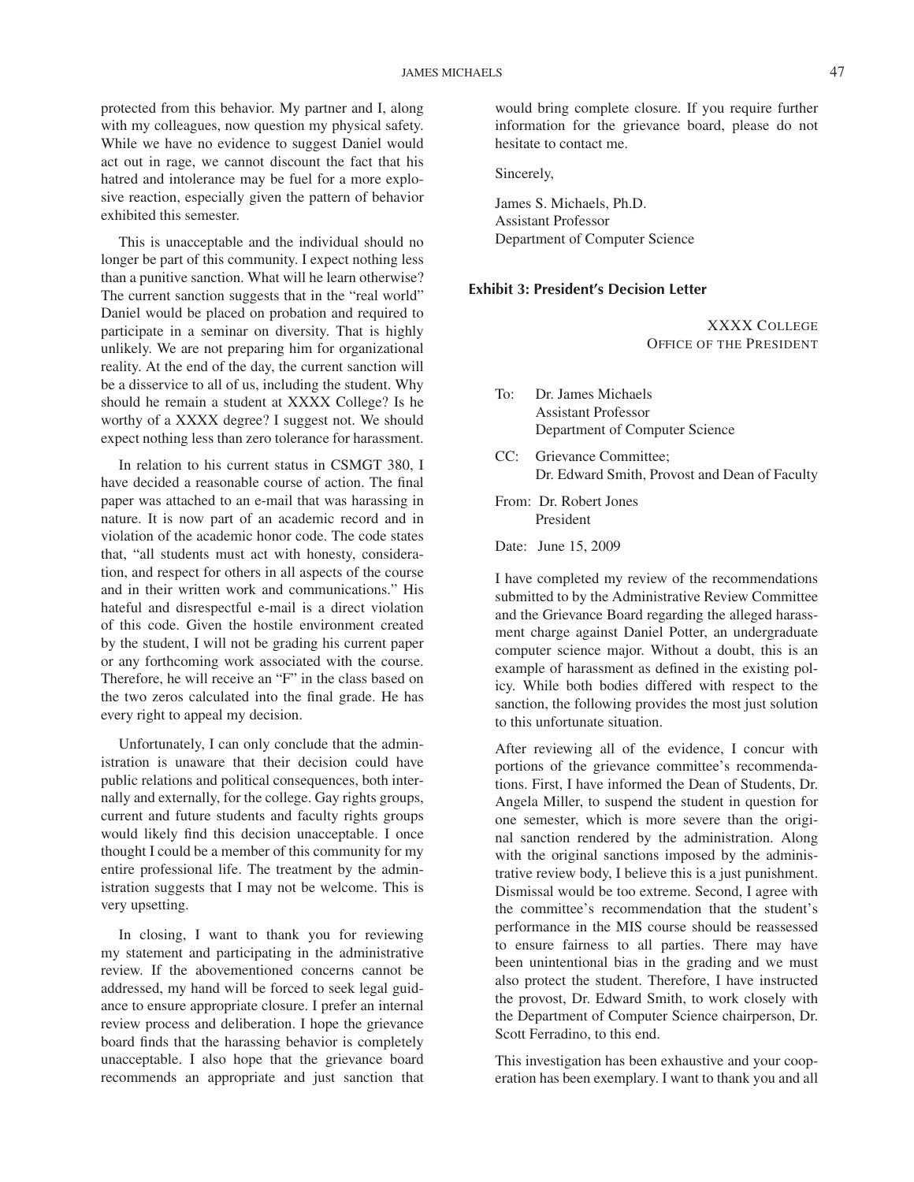protected from this behavior. My partner and I, along with my colleagues, now question my physical safety. While we have no evidence to suggest Daniel would act out in rage, we cannot discount the fact that his hatred and intolerance may be fuel for a more explosive reaction, especially given the pattern of behavior exhibited this semester.

This is unacceptable and the individual should no longer be part of this community. I expect nothing less than a punitive sanction. What will he learn otherwise? The current sanction suggests that in the "real world" Daniel would be placed on probation and required to participate in a seminar on diversity. That is highly unlikely. We are not preparing him for organizational reality. At the end of the day, the current sanction will be a disservice to all of us, including the student. Why should he remain a student at XXXX College? Is he worthy of a XXXX degree? I suggest not. We should expect nothing less than zero tolerance for harassment.

In relation to his current status in CSMGT 380, I have decided a reasonable course of action. The final paper was attached to an e-mail that was harassing in nature. It is now part of an academic record and in violation of the academic honor code. The code states that, "all students must act with honesty, consideration, and respect for others in all aspects of the course and in their written work and communications." His hateful and disrespectful e-mail is a direct violation of this code. Given the hostile environment created by the student, I will not be grading his current paper or any forthcoming work associated with the course. Therefore, he will receive an "F" in the class based on the two zeros calculated into the final grade. He has every right to appeal my decision.

Unfortunately, I can only conclude that the administration is unaware that their decision could have public relations and political consequences, both internally and externally, for the college. Gay rights groups, current and future students and faculty rights groups would likely find this decision unacceptable. I once thought I could be a member of this community for my entire professional life. The treatment by the administration suggests that I may not be welcome. This is very upsetting.

In closing, I want to thank you for reviewing my statement and participating in the administrative review. If the abovementioned concerns cannot be addressed, my hand will be forced to seek legal guidance to ensure appropriate closure. I prefer an internal review process and deliberation. I hope the grievance board finds that the harassing behavior is completely unacceptable. I also hope that the grievance board recommends an appropriate and just sanction that would bring complete closure. If you require further information for the grievance board, please do not hesitate to contact me.

Sincerely,

James S. Michaels, Ph.D.
Assistant Professor
Department of Computer Science

#### Exhibit 3: President's Decision Letter

XXXX COLLEGE
OFFICE OF THE PRESIDENT

To: Dr. James Michaels
Assistant Professor
Department of Computer Science

CC: Grievance Committee;
Dr. Edward Smith, Provost and Dean of Faculty

From: Dr. Robert Jones
President

Date: June 15, 2009

I have completed my review of the recommendations submitted to by the Administrative Review Committee and the Grievance Board regarding the alleged harassment charge against Daniel Potter, an undergraduate computer science major. Without a doubt, this is an example of harassment as defined in the existing policy. While both bodies differed with respect to the sanction, the following provides the most just solution to this unfortunate situation.

After reviewing all of the evidence, I concur with portions of the grievance committee's recommendations. First, I have informed the Dean of Students, Dr. Angela Miller, to suspend the student in question for one semester, which is more severe than the original sanction rendered by the administration. Along with the original sanctions imposed by the administrative review body, I believe this is a just punishment. Dismissal would be too extreme. Second, I agree with the committee's recommendation that the student's performance in the MIS course should be reassessed to ensure fairness to all parties. There may have been unintentional bias in the grading and we must also protect the student. Therefore, I have instructed the provost, Dr. Edward Smith, to work closely with the Department of Computer Science chairperson, Dr. Scott Ferradino, to this end.

This investigation has been exhaustive and your cooperation has been exemplary. I want to thank you and all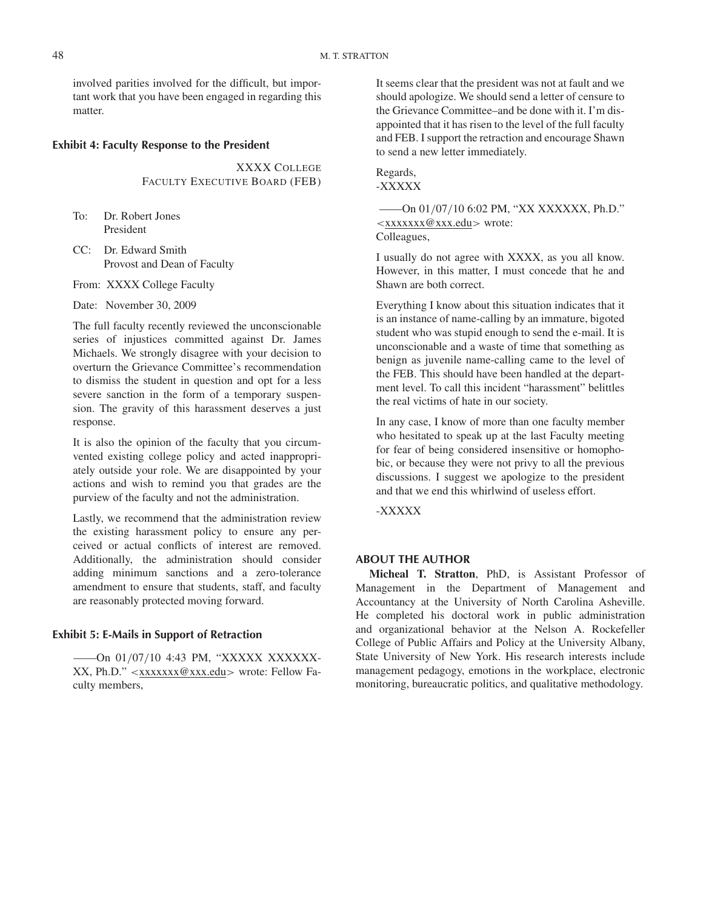involved parities involved for the difficult, but important work that you have been engaged in regarding this matter.

### Exhibit 4: Faculty Response to the President

XXXX COLLEGE
FACULTY EXECUTIVE BOARD (FEB)

To: Dr. Robert Jones
President

CC: Dr. Edward Smith
Provost and Dean of Faculty

From: XXXX College Faculty

Date: November 30, 2009

The full faculty recently reviewed the unconscionable series of injustices committed against Dr. James Michaels. We strongly disagree with your decision to overturn the Grievance Committee's recommendation to dismiss the student in question and opt for a less severe sanction in the form of a temporary suspension. The gravity of this harassment deserves a just response.

It is also the opinion of the faculty that you circumvented existing college policy and acted inappropriately outside your role. We are disappointed by your actions and wish to remind you that grades are the purview of the faculty and not the administration.

Lastly, we recommend that the administration review the existing harassment policy to ensure any perceived or actual conflicts of interest are removed. Additionally, the administration should consider adding minimum sanctions and a zero-tolerance amendment to ensure that students, staff, and faculty are reasonably protected moving forward.

### Exhibit 5: E-Mails in Support of Retraction

——On 01/07/10 4:43 PM, "XXXXX XXXXXX-XX, Ph.D." <xxxxxxx@xxx.edu> wrote: Fellow Faculty members,

It seems clear that the president was not at fault and we should apologize. We should send a letter of censure to the Grievance Committee–and be done with it. I'm disappointed that it has risen to the level of the full faculty and FEB. I support the retraction and encourage Shawn to send a new letter immediately.

Regards,
-XXXXX

——On 01/07/10 6:02 PM, "XX XXXXXX, Ph.D." <xxxxxxx@xxx.edu> wrote:
Colleagues,

I usually do not agree with XXXX, as you all know. However, in this matter, I must concede that he and Shawn are both correct.

Everything I know about this situation indicates that it is an instance of name-calling by an immature, bigoted student who was stupid enough to send the e-mail. It is unconscionable and a waste of time that something as benign as juvenile name-calling came to the level of the FEB. This should have been handled at the department level. To call this incident "harassment" belittles the real victims of hate in our society.

In any case, I know of more than one faculty member who hesitated to speak up at the last Faculty meeting for fear of being considered insensitive or homophobic, or because they were not privy to all the previous discussions. I suggest we apologize to the president and that we end this whirlwind of useless effort.

-XXXXX

## ABOUT THE AUTHOR

**Micheal T. Stratton**, PhD, is Assistant Professor of Management in the Department of Management and Accountancy at the University of North Carolina Asheville. He completed his doctoral work in public administration and organizational behavior at the Nelson A. Rockefeller College of Public Affairs and Policy at the University Albany, State University of New York. His research interests include management pedagogy, emotions in the workplace, electronic monitoring, bureaucratic politics, and qualitative methodology.